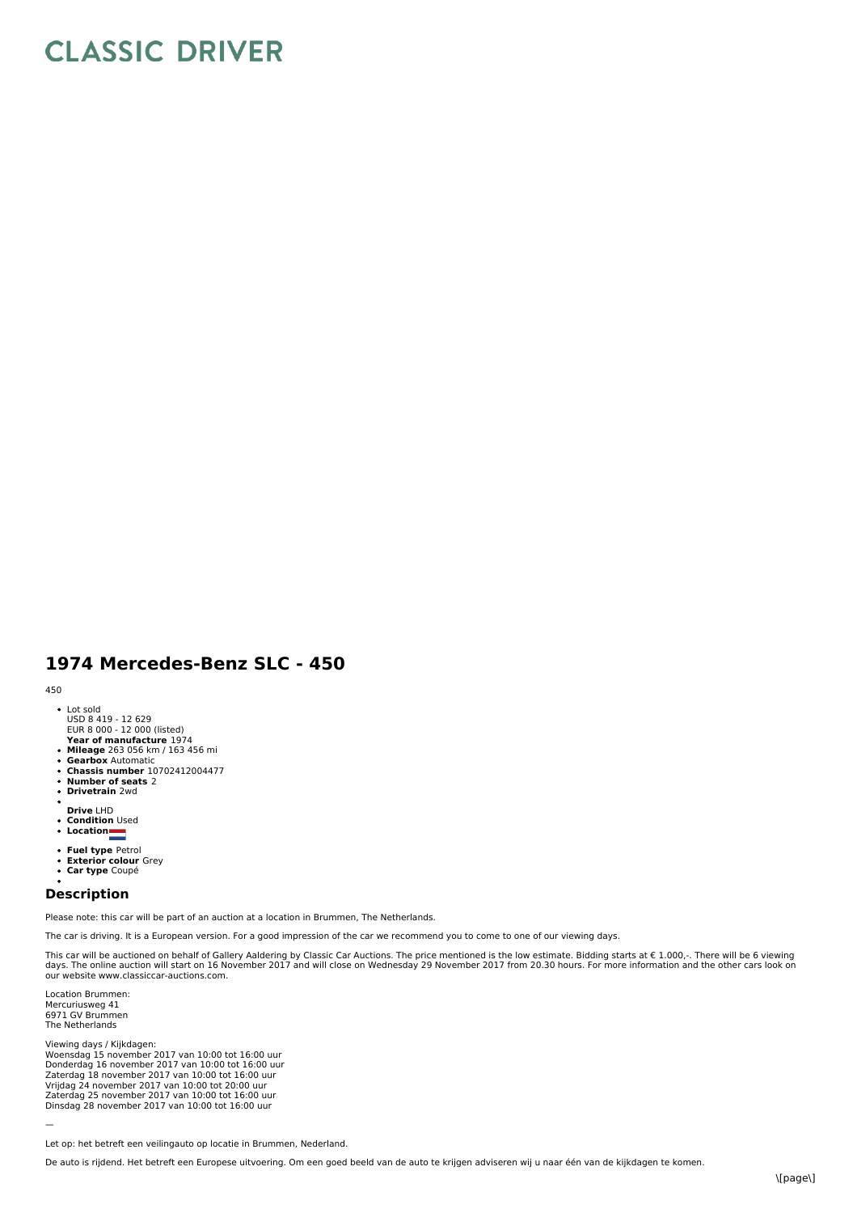# CLASSIC DRIVER

## 1974 Mercedes-Benz SLC - 450

450

- Lot sold
  USD 8 419 - 12 629
  EUR 8 000 - 12 000 (listed)
  **Year of manufacture** 1974
- **Mileage** 263 056 km / 163 456 mi
- **Gearbox** Automatic
- **Chassis number** 10702412004477
- **Number of seats** 2
- **Drivetrain** 2wd
- **Drive** LHD
- **Condition** Used
- **Location**
- **Fuel type** Petrol
- **Exterior colour** Grey
- **Car type** Coupé

## Description

Please note: this car will be part of an auction at a location in Brummen, The Netherlands.

The car is driving. It is a European version. For a good impression of the car we recommend you to come to one of our viewing days.

This car will be auctioned on behalf of Gallery Aaldering by Classic Car Auctions. The price mentioned is the low estimate. Bidding starts at € 1.000,-. There will be 6 viewing days. The online auction will start on 16 November 2017 and will close on Wednesday 29 November 2017 from 20.30 hours. For more information and the other cars look on our website www.classiccar-auctions.com.

Location Brummen:
Mercuriusweg 41
6971 GV Brummen
The Netherlands

Viewing days / Kijkdagen:
Woensdag 15 november 2017 van 10:00 tot 16:00 uur
Donderdag 16 november 2017 van 10:00 tot 16:00 uur
Zaterdag 18 november 2017 van 10:00 tot 16:00 uur
Vrijdag 24 november 2017 van 10:00 tot 20:00 uur
Zaterdag 25 november 2017 van 10:00 tot 16:00 uur
Dinsdag 28 november 2017 van 10:00 tot 16:00 uur

—

Let op: het betreft een veilingauto op locatie in Brummen, Nederland.

De auto is rijdend. Het betreft een Europese uitvoering. Om een goed beeld van de auto te krijgen adviseren wij u naar één van de kijkdagen te komen.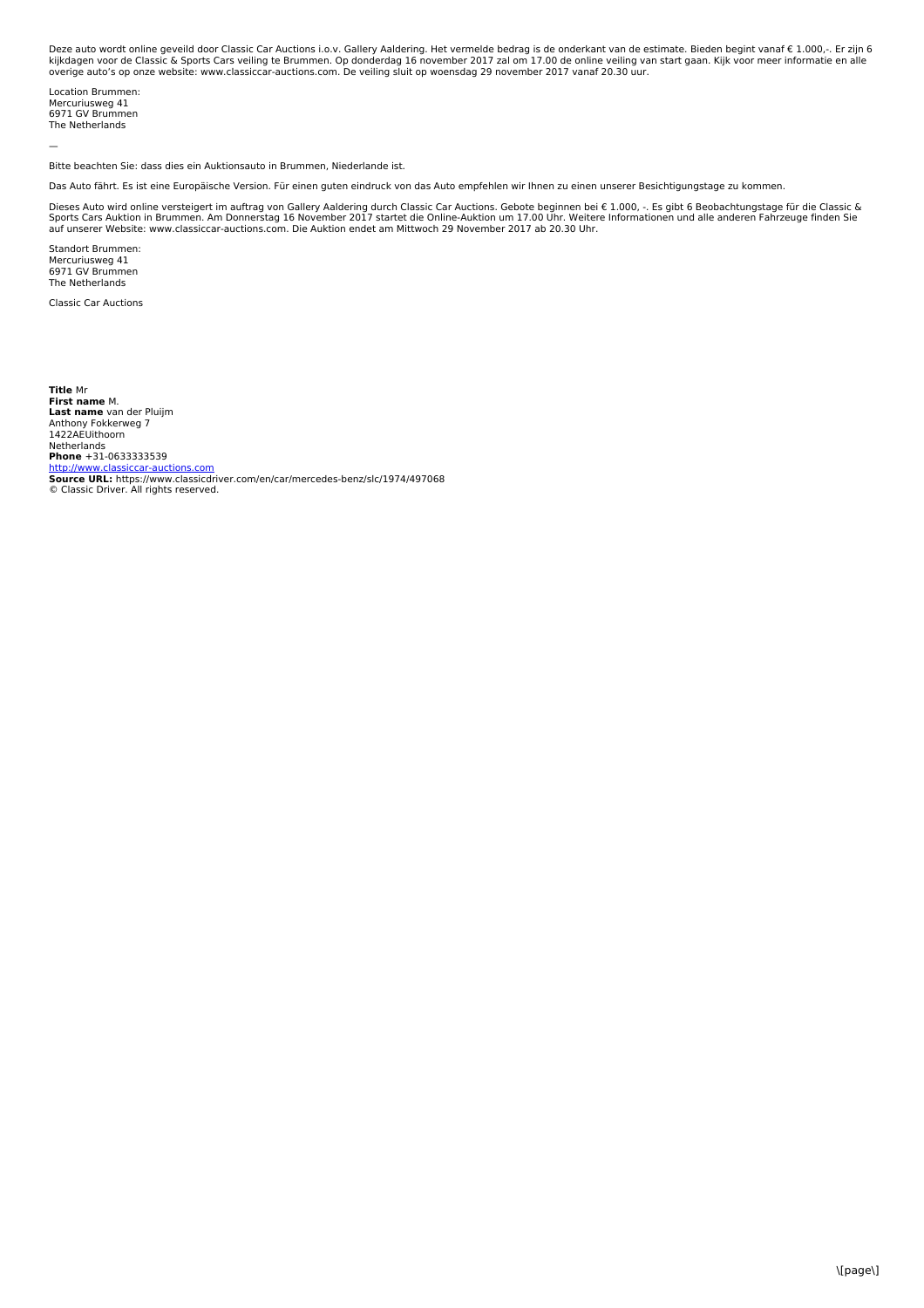Deze auto wordt online geveild door Classic Car Auctions i.o.v. Gallery Aaldering. Het vermelde bedrag is de onderkant van de estimate. Bieden begint vanaf € 1.000,-. Er zijn 6 kijkdagen voor de Classic & Sports Cars veiling te Brummen. Op donderdag 16 november 2017 zal om 17.00 de online veiling van start gaan. Kijk voor meer informatie en alle overige auto's op onze website: www.classiccar-auctions.com. De veiling sluit op woensdag 29 november 2017 vanaf 20.30 uur.

Location Brummen:
Mercuriusweg 41
6971 GV Brummen
The Netherlands

—

Bitte beachten Sie: dass dies ein Auktionsauto in Brummen, Niederlande ist.

Das Auto fährt. Es ist eine Europäische Version. Für einen guten eindruck von das Auto empfehlen wir Ihnen zu einen unserer Besichtigungstage zu kommen.

Dieses Auto wird online versteigert im auftrag von Gallery Aaldering durch Classic Car Auctions. Gebote beginnen bei € 1.000, -. Es gibt 6 Beobachtungstage für die Classic & Sports Cars Auktion in Brummen. Am Donnerstag 16 November 2017 startet die Online-Auktion um 17.00 Uhr. Weitere Informationen und alle anderen Fahrzeuge finden Sie auf unserer Website: www.classiccar-auctions.com. Die Auktion endet am Mittwoch 29 November 2017 ab 20.30 Uhr.

Standort Brummen:
Mercuriusweg 41
6971 GV Brummen
The Netherlands

Classic Car Auctions

**Title** Mr
**First name** M.
**Last name** van der Pluijm
Anthony Fokkerweg 7
1422AEUithoorn
Netherlands
**Phone** +31-0633333539
http://www.classiccar-auctions.com
**Source URL:** https://www.classicdriver.com/en/car/mercedes-benz/slc/1974/497068
© Classic Driver. All rights reserved.